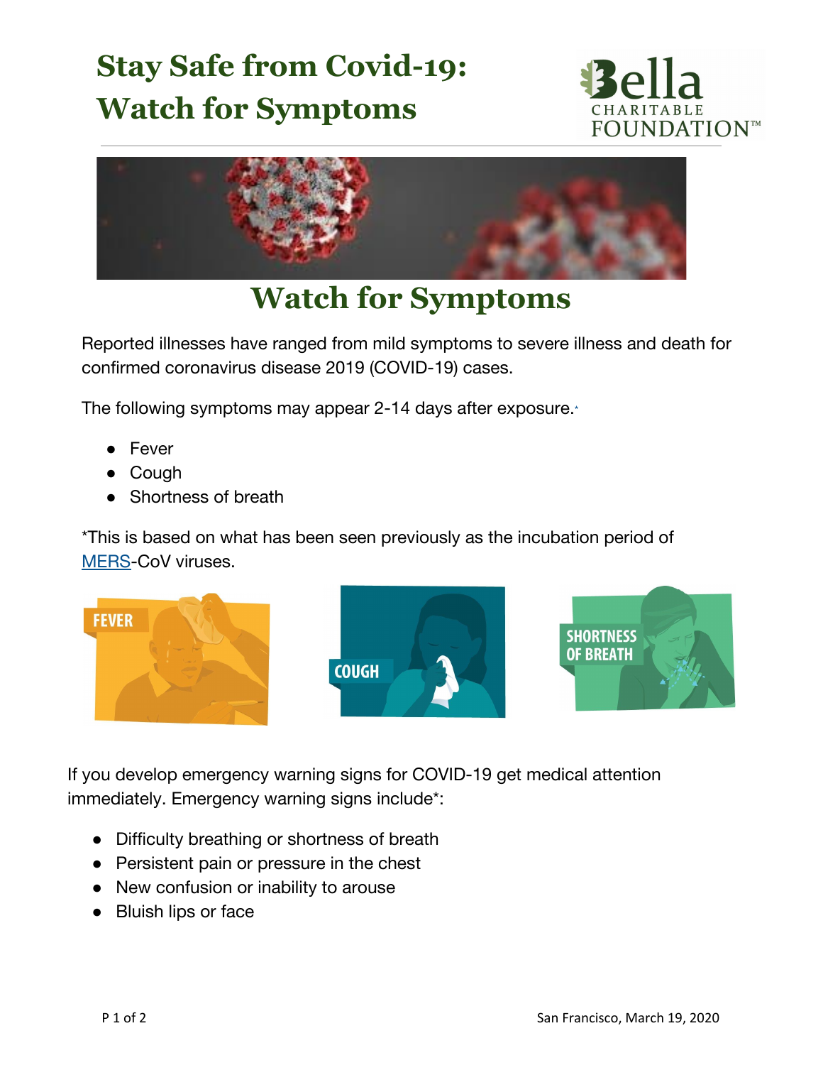# Stay Safe from Covid-19: Watch for Symptoms

## Watch for Symptoms

Reported illnesses have ranged from mild symptoms to severe illness and death for confirmed coronavirus disease 2019 (COVID-19) cases.

The following symptoms may appear 2-14 days after exposure.*

- Fever
- Cough
- Shortness of breath

*This is based on what has been seen previously as the incubation period of MERS-CoV viruses.

If you develop emergency warning signs for COVID-19 get medical attention immediately. Emergency warning signs include*:

- Difficulty breathing or shortness of breath
- Persistent pain or pressure in the chest
- New confusion or inability to arouse
- Bluish lips or face

San Francisco, March 19, 2020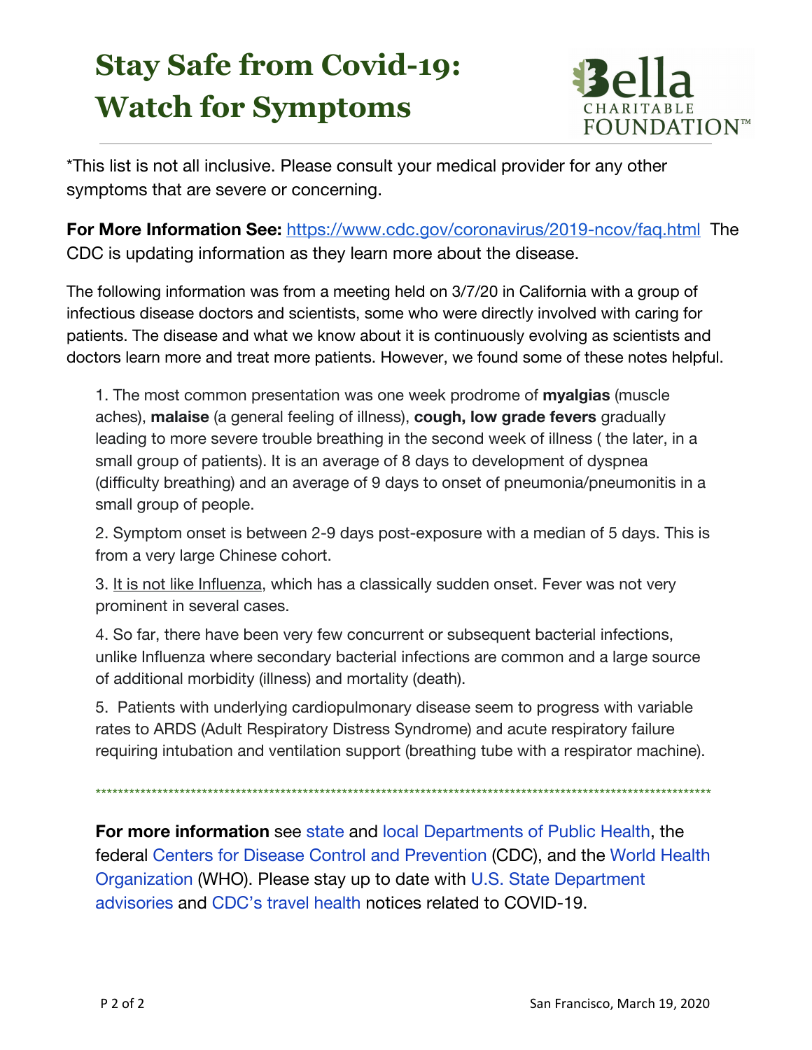# Stay Safe from Covid-19: Watch for Symptoms

Bella Charitable Foundation™

---

*This list is not all inclusive. Please consult your medical provider for any other symptoms that are severe or concerning.

**For More Information See:** [https://www.cdc.gov/coronavirus/2019-ncov/faq.html](https://www.cdc.gov/coronavirus/2019-ncov/faq.html) The CDC is updating information as they learn more about the disease.

The following information was from a meeting held on 3/7/20 in California with a group of infectious disease doctors and scientists, some who were directly involved with caring for patients. The disease and what we know about it is continuously evolving as scientists and doctors learn more and treat more patients. However, we found some of these notes helpful.

1. The most common presentation was one week prodrome of **myalgias** (muscle aches), **malaise** (a general feeling of illness), **cough, low grade fevers** gradually leading to more severe trouble breathing in the second week of illness ( the later, in a small group of patients). It is an average of 8 days to development of dyspnea (difficulty breathing) and an average of 9 days to onset of pneumonia/pneumonitis in a small group of people.

2. Symptom onset is between 2-9 days post-exposure with a median of 5 days. This is from a very large Chinese cohort.

3. <u>It is not like Influenza</u>, which has a classically sudden onset. Fever was not very prominent in several cases.

4. So far, there have been very few concurrent or subsequent bacterial infections, unlike Influenza where secondary bacterial infections are common and a large source of additional morbidity (illness) and mortality (death).

5. Patients with underlying cardiopulmonary disease seem to progress with variable rates to ARDS (Adult Respiratory Distress Syndrome) and acute respiratory failure requiring intubation and ventilation support (breathing tube with a respirator machine).

**************************************************************************************************************

**For more information** see state and local Departments of Public Health, the federal Centers for Disease Control and Prevention (CDC), and the World Health Organization (WHO). Please stay up to date with U.S. State Department advisories and CDC's travel health notices related to COVID-19.

San Francisco, March 19, 2020